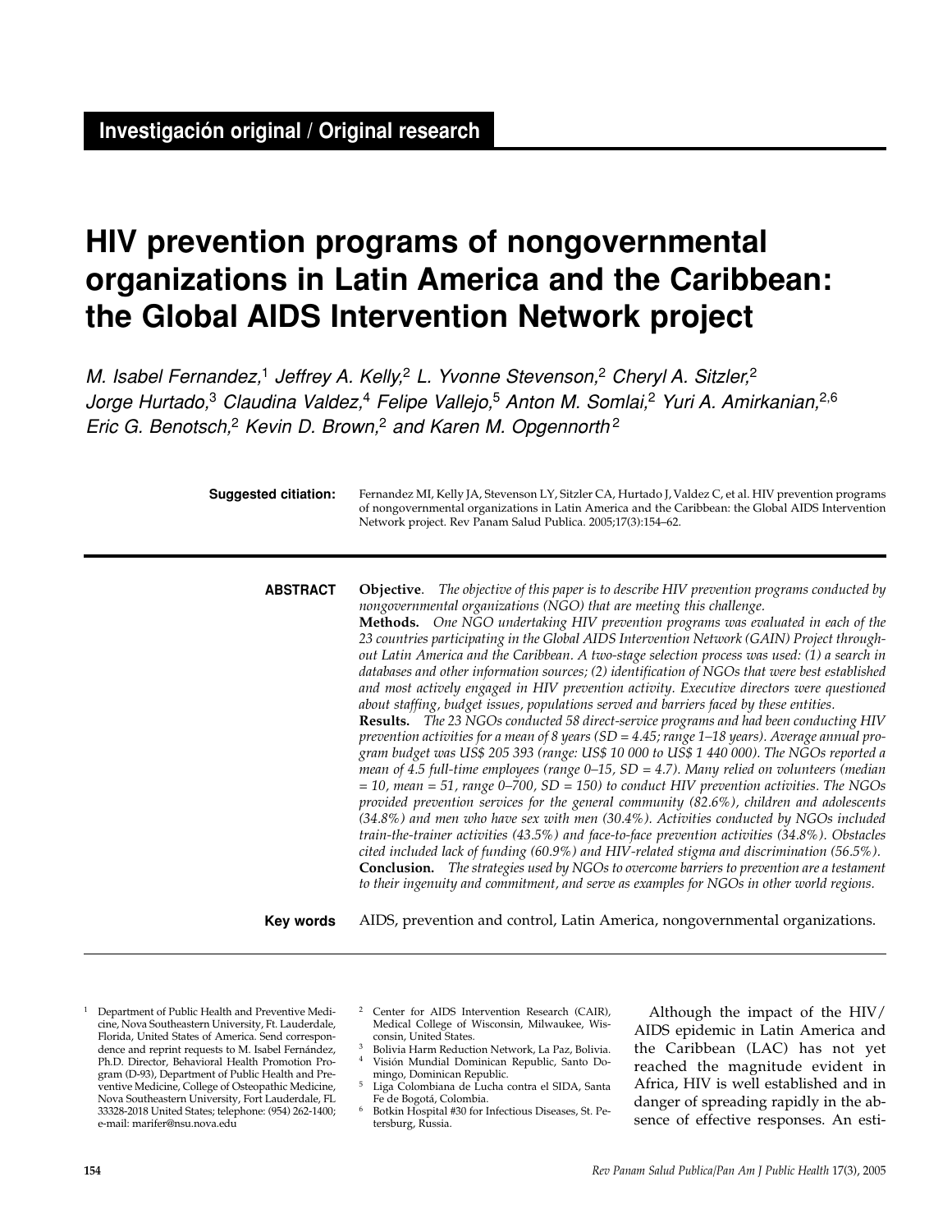**Investigación original / Original research**

# HIV prevention programs of nongovernmental organizations in Latin America and the Caribbean: the Global AIDS Intervention Network project

*M. Isabel Fernandez,[1] Jeffrey A. Kelly,[2] L. Yvonne Stevenson,[2] Cheryl A. Sitzler,[2] Jorge Hurtado,[3] Claudina Valdez,[4] Felipe Vallejo,[5] Anton M. Somlai,[2] Yuri A. Amirkanian,[2,6] Eric G. Benotsch,[2] Kevin D. Brown,[2] and Karen M. Opgennorth[2]*

**Suggested citiation:** Fernandez MI, Kelly JA, Stevenson LY, Sitzler CA, Hurtado J, Valdez C, et al. HIV prevention programs of nongovernmental organizations in Latin America and the Caribbean: the Global AIDS Intervention Network project. Rev Panam Salud Publica. 2005;17(3):154–62.

**ABSTRACT**

**Objective**. *The objective of this paper is to describe HIV prevention programs conducted by nongovernmental organizations (NGO) that are meeting this challenge.*

**Methods.** *One NGO undertaking HIV prevention programs was evaluated in each of the 23 countries participating in the Global AIDS Intervention Network (GAIN) Project throughout Latin America and the Caribbean. A two-stage selection process was used: (1) a search in databases and other information sources; (2) identification of NGOs that were best established and most actively engaged in HIV prevention activity. Executive directors were questioned about staffing, budget issues, populations served and barriers faced by these entities.*

**Results.** *The 23 NGOs conducted 58 direct-service programs and had been conducting HIV prevention activities for a mean of 8 years (SD = 4.45; range 1–18 years). Average annual program budget was US$ 205 393 (range: US$ 10 000 to US$ 1 440 000). The NGOs reported a mean of 4.5 full-time employees (range 0–15, SD = 4.7). Many relied on volunteers (median = 10, mean = 51, range 0–700, SD = 150) to conduct HIV prevention activities. The NGOs provided prevention services for the general community (82.6%), children and adolescents (34.8%) and men who have sex with men (30.4%). Activities conducted by NGOs included train-the-trainer activities (43.5%) and face-to-face prevention activities (34.8%). Obstacles cited included lack of funding (60.9%) and HIV-related stigma and discrimination (56.5%).*

**Conclusion.** *The strategies used by NGOs to overcome barriers to prevention are a testament to their ingenuity and commitment, and serve as examples for NGOs in other world regions.*

**Key words** AIDS, prevention and control, Latin America, nongovernmental organizations.

Although the impact of the HIV/AIDS epidemic in Latin America and the Caribbean (LAC) has not yet reached the magnitude evident in Africa, HIV is well established and in danger of spreading rapidly in the absence of effective responses. An esti-

---

[1] Department of Public Health and Preventive Medicine, Nova Southeastern University, Ft. Lauderdale, Florida, United States of America. Send correspondence and reprint requests to M. Isabel Fernández, Ph.D. Director, Behavioral Health Promotion Program (D-93), Department of Public Health and Preventive Medicine, College of Osteopathic Medicine, Nova Southeastern University, Fort Lauderdale, FL 33328-2018 United States; telephone: (954) 262-1400; e-mail: marifer@nsu.nova.edu

[2] Center for AIDS Intervention Research (CAIR), Medical College of Wisconsin, Milwaukee, Wisconsin, United States.

[3] Bolivia Harm Reduction Network, La Paz, Bolivia.

[4] Visión Mundial Dominican Republic, Santo Domingo, Dominican Republic.

[5] Liga Colombiana de Lucha contra el SIDA, Santa Fe de Bogotá, Colombia.

[6] Botkin Hospital #30 for Infectious Diseases, St. Petersburg, Russia.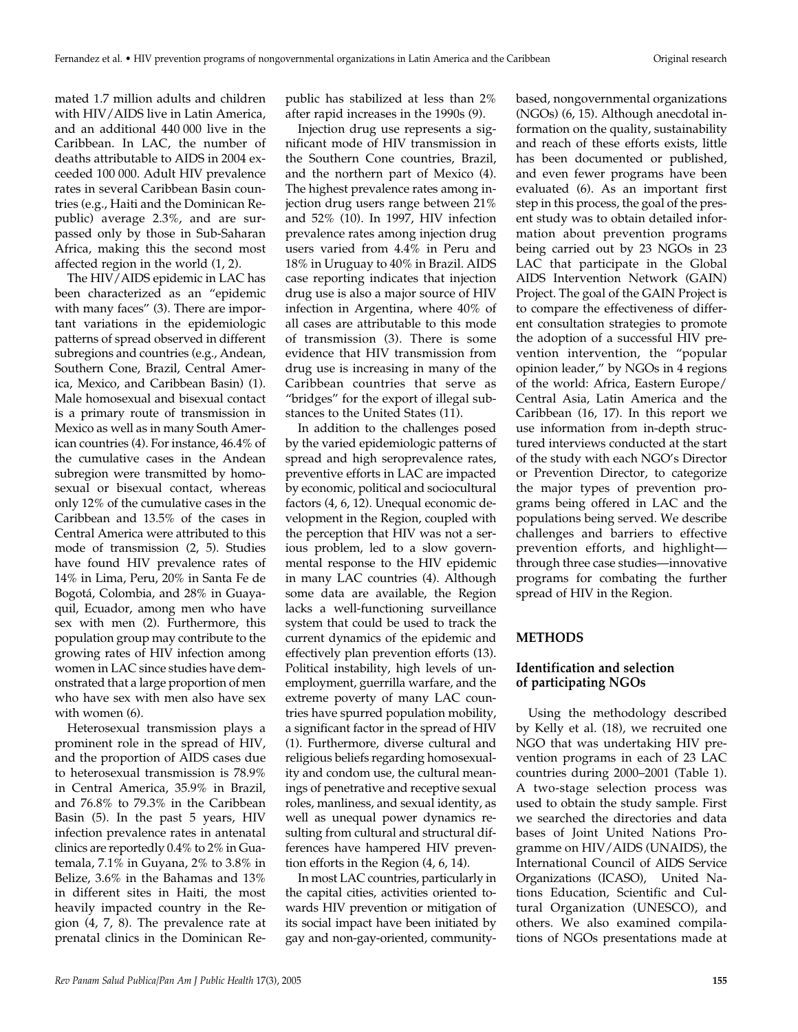mated 1.7 million adults and children with HIV/AIDS live in Latin America, and an additional 440 000 live in the Caribbean. In LAC, the number of deaths attributable to AIDS in 2004 exceeded 100 000. Adult HIV prevalence rates in several Caribbean Basin countries (e.g., Haiti and the Dominican Republic) average 2.3%, and are surpassed only by those in Sub-Saharan Africa, making this the second most affected region in the world (1, 2).

The HIV/AIDS epidemic in LAC has been characterized as an "epidemic with many faces" (3). There are important variations in the epidemiologic patterns of spread observed in different subregions and countries (e.g., Andean, Southern Cone, Brazil, Central America, Mexico, and Caribbean Basin) (1). Male homosexual and bisexual contact is a primary route of transmission in Mexico as well as in many South American countries (4). For instance, 46.4% of the cumulative cases in the Andean subregion were transmitted by homosexual or bisexual contact, whereas only 12% of the cumulative cases in the Caribbean and 13.5% of the cases in Central America were attributed to this mode of transmission (2, 5). Studies have found HIV prevalence rates of 14% in Lima, Peru, 20% in Santa Fe de Bogotá, Colombia, and 28% in Guayaquil, Ecuador, among men who have sex with men (2). Furthermore, this population group may contribute to the growing rates of HIV infection among women in LAC since studies have demonstrated that a large proportion of men who have sex with men also have sex with women (6).

Heterosexual transmission plays a prominent role in the spread of HIV, and the proportion of AIDS cases due to heterosexual transmission is 78.9% in Central America, 35.9% in Brazil, and 76.8% to 79.3% in the Caribbean Basin (5). In the past 5 years, HIV infection prevalence rates in antenatal clinics are reportedly 0.4% to 2% in Guatemala, 7.1% in Guyana, 2% to 3.8% in Belize, 3.6% in the Bahamas and 13% in different sites in Haiti, the most heavily impacted country in the Region (4, 7, 8). The prevalence rate at prenatal clinics in the Dominican Republic has stabilized at less than 2% after rapid increases in the 1990s (9).

Injection drug use represents a significant mode of HIV transmission in the Southern Cone countries, Brazil, and the northern part of Mexico (4). The highest prevalence rates among injection drug users range between 21% and 52% (10). In 1997, HIV infection prevalence rates among injection drug users varied from 4.4% in Peru and 18% in Uruguay to 40% in Brazil. AIDS case reporting indicates that injection drug use is also a major source of HIV infection in Argentina, where 40% of all cases are attributable to this mode of transmission (3). There is some evidence that HIV transmission from drug use is increasing in many of the Caribbean countries that serve as "bridges" for the export of illegal substances to the United States (11).

In addition to the challenges posed by the varied epidemiologic patterns of spread and high seroprevalence rates, preventive efforts in LAC are impacted by economic, political and sociocultural factors (4, 6, 12). Unequal economic development in the Region, coupled with the perception that HIV was not a serious problem, led to a slow governmental response to the HIV epidemic in many LAC countries (4). Although some data are available, the Region lacks a well-functioning surveillance system that could be used to track the current dynamics of the epidemic and effectively plan prevention efforts (13). Political instability, high levels of unemployment, guerrilla warfare, and the extreme poverty of many LAC countries have spurred population mobility, a significant factor in the spread of HIV (1). Furthermore, diverse cultural and religious beliefs regarding homosexuality and condom use, the cultural meanings of penetrative and receptive sexual roles, manliness, and sexual identity, as well as unequal power dynamics resulting from cultural and structural differences have hampered HIV prevention efforts in the Region (4, 6, 14).

In most LAC countries, particularly in the capital cities, activities oriented towards HIV prevention or mitigation of its social impact have been initiated by gay and non-gay-oriented, community-based, nongovernmental organizations (NGOs) (6, 15). Although anecdotal information on the quality, sustainability and reach of these efforts exists, little has been documented or published, and even fewer programs have been evaluated (6). As an important first step in this process, the goal of the present study was to obtain detailed information about prevention programs being carried out by 23 NGOs in 23 LAC that participate in the Global AIDS Intervention Network (GAIN) Project. The goal of the GAIN Project is to compare the effectiveness of different consultation strategies to promote the adoption of a successful HIV prevention intervention, the "popular opinion leader," by NGOs in 4 regions of the world: Africa, Eastern Europe/Central Asia, Latin America and the Caribbean (16, 17). In this report we use information from in-depth structured interviews conducted at the start of the study with each NGO's Director or Prevention Director, to categorize the major types of prevention programs being offered in LAC and the populations being served. We describe challenges and barriers to effective prevention efforts, and highlight—through three case studies—innovative programs for combating the further spread of HIV in the Region.

## METHODS

### Identification and selection of participating NGOs

Using the methodology described by Kelly et al. (18), we recruited one NGO that was undertaking HIV prevention programs in each of 23 LAC countries during 2000–2001 (Table 1). A two-stage selection process was used to obtain the study sample. First we searched the directories and data bases of Joint United Nations Programme on HIV/AIDS (UNAIDS), the International Council of AIDS Service Organizations (ICASO), United Nations Education, Scientific and Cultural Organization (UNESCO), and others. We also examined compilations of NGOs presentations made at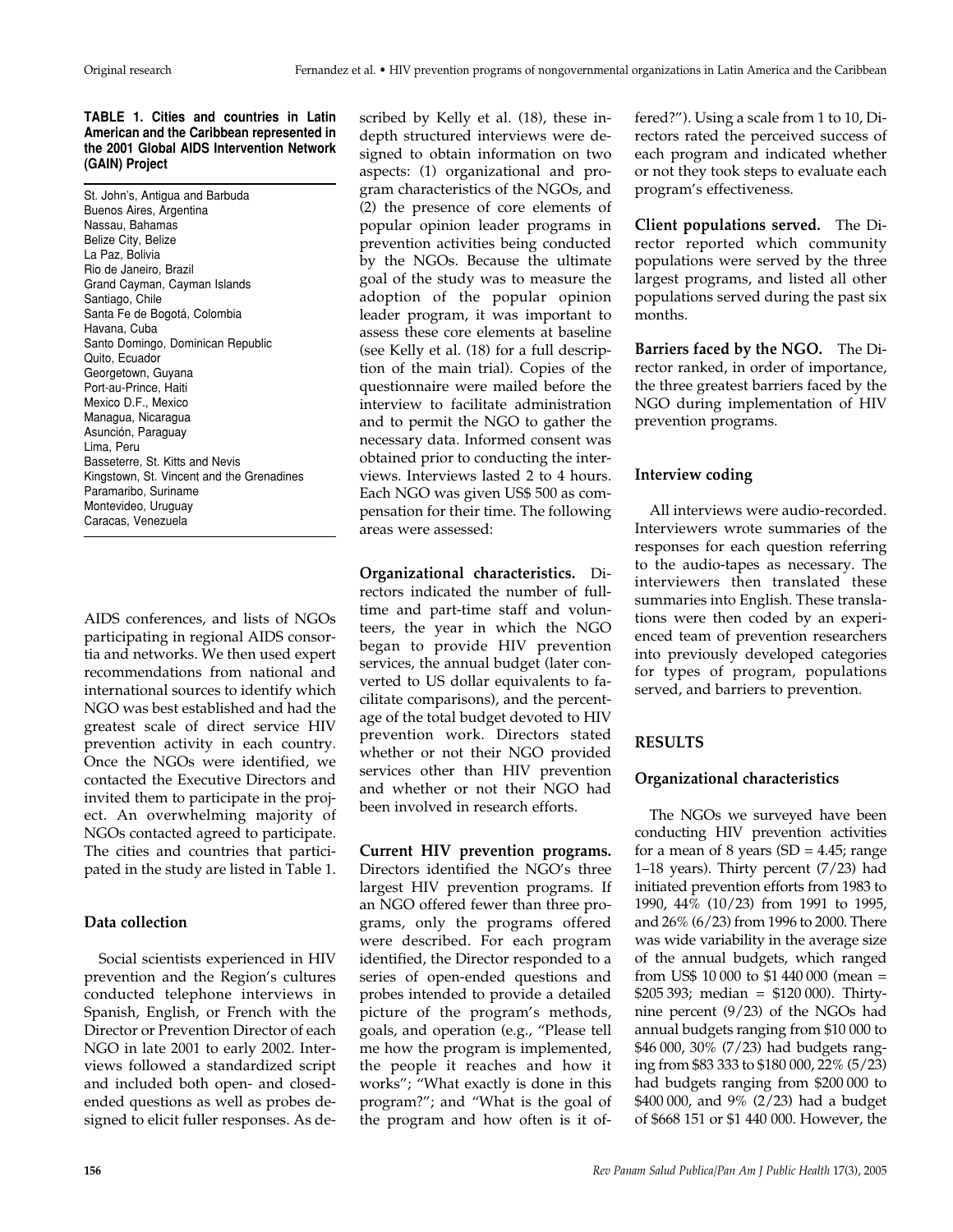**TABLE 1. Cities and countries in Latin American and the Caribbean represented in the 2001 Global AIDS Intervention Network (GAIN) Project**

| |
|---|
| St. John's, Antigua and Barbuda |
| Buenos Aires, Argentina |
| Nassau, Bahamas |
| Belize City, Belize |
| La Paz, Bolivia |
| Rio de Janeiro, Brazil |
| Grand Cayman, Cayman Islands |
| Santiago, Chile |
| Santa Fe de Bogotá, Colombia |
| Havana, Cuba |
| Santo Domingo, Dominican Republic |
| Quito, Ecuador |
| Georgetown, Guyana |
| Port-au-Prince, Haiti |
| Mexico D.F., Mexico |
| Managua, Nicaragua |
| Asunción, Paraguay |
| Lima, Peru |
| Basseterre, St. Kitts and Nevis |
| Kingstown, St. Vincent and the Grenadines |
| Paramaribo, Suriname |
| Montevideo, Uruguay |
| Caracas, Venezuela |

AIDS conferences, and lists of NGOs participating in regional AIDS consortia and networks. We then used expert recommendations from national and international sources to identify which NGO was best established and had the greatest scale of direct service HIV prevention activity in each country. Once the NGOs were identified, we contacted the Executive Directors and invited them to participate in the project. An overwhelming majority of NGOs contacted agreed to participate. The cities and countries that participated in the study are listed in Table 1.

## Data collection

Social scientists experienced in HIV prevention and the Region's cultures conducted telephone interviews in Spanish, English, or French with the Director or Prevention Director of each NGO in late 2001 to early 2002. Interviews followed a standardized script and included both open- and closed-ended questions as well as probes designed to elicit fuller responses. As described by Kelly et al. (18), these in-depth structured interviews were designed to obtain information on two aspects: (1) organizational and program characteristics of the NGOs, and (2) the presence of core elements of popular opinion leader programs in prevention activities being conducted by the NGOs. Because the ultimate goal of the study was to measure the adoption of the popular opinion leader program, it was important to assess these core elements at baseline (see Kelly et al. (18) for a full description of the main trial). Copies of the questionnaire were mailed before the interview to facilitate administration and to permit the NGO to gather the necessary data. Informed consent was obtained prior to conducting the interviews. Interviews lasted 2 to 4 hours. Each NGO was given US$ 500 as compensation for their time. The following areas were assessed:

**Organizational characteristics.** Directors indicated the number of full-time and part-time staff and volunteers, the year in which the NGO began to provide HIV prevention services, the annual budget (later converted to US dollar equivalents to facilitate comparisons), and the percentage of the total budget devoted to HIV prevention work. Directors stated whether or not their NGO provided services other than HIV prevention and whether or not their NGO had been involved in research efforts.

**Current HIV prevention programs.** Directors identified the NGO's three largest HIV prevention programs. If an NGO offered fewer than three programs, only the programs offered were described. For each program identified, the Director responded to a series of open-ended questions and probes intended to provide a detailed picture of the program's methods, goals, and operation (e.g., "Please tell me how the program is implemented, the people it reaches and how it works"; "What exactly is done in this program?"; and "What is the goal of the program and how often is it offered?"). Using a scale from 1 to 10, Directors rated the perceived success of each program and indicated whether or not they took steps to evaluate each program's effectiveness.

**Client populations served.** The Director reported which community populations were served by the three largest programs, and listed all other populations served during the past six months.

**Barriers faced by the NGO.** The Director ranked, in order of importance, the three greatest barriers faced by the NGO during implementation of HIV prevention programs.

## Interview coding

All interviews were audio-recorded. Interviewers wrote summaries of the responses for each question referring to the audio-tapes as necessary. The interviewers then translated these summaries into English. These translations were then coded by an experienced team of prevention researchers into previously developed categories for types of program, populations served, and barriers to prevention.

# RESULTS

## Organizational characteristics

The NGOs we surveyed have been conducting HIV prevention activities for a mean of 8 years (SD = 4.45; range 1–18 years). Thirty percent (7/23) had initiated prevention efforts from 1983 to 1990, 44% (10/23) from 1991 to 1995, and 26% (6/23) from 1996 to 2000. There was wide variability in the average size of the annual budgets, which ranged from US$ 10 000 to $1 440 000 (mean = $205 393; median = $120 000). Thirty-nine percent (9/23) of the NGOs had annual budgets ranging from $10 000 to $46 000, 30% (7/23) had budgets ranging from $83 333 to $180 000, 22% (5/23) had budgets ranging from $200 000 to $400 000, and 9% (2/23) had a budget of $668 151 or $1 440 000. However, the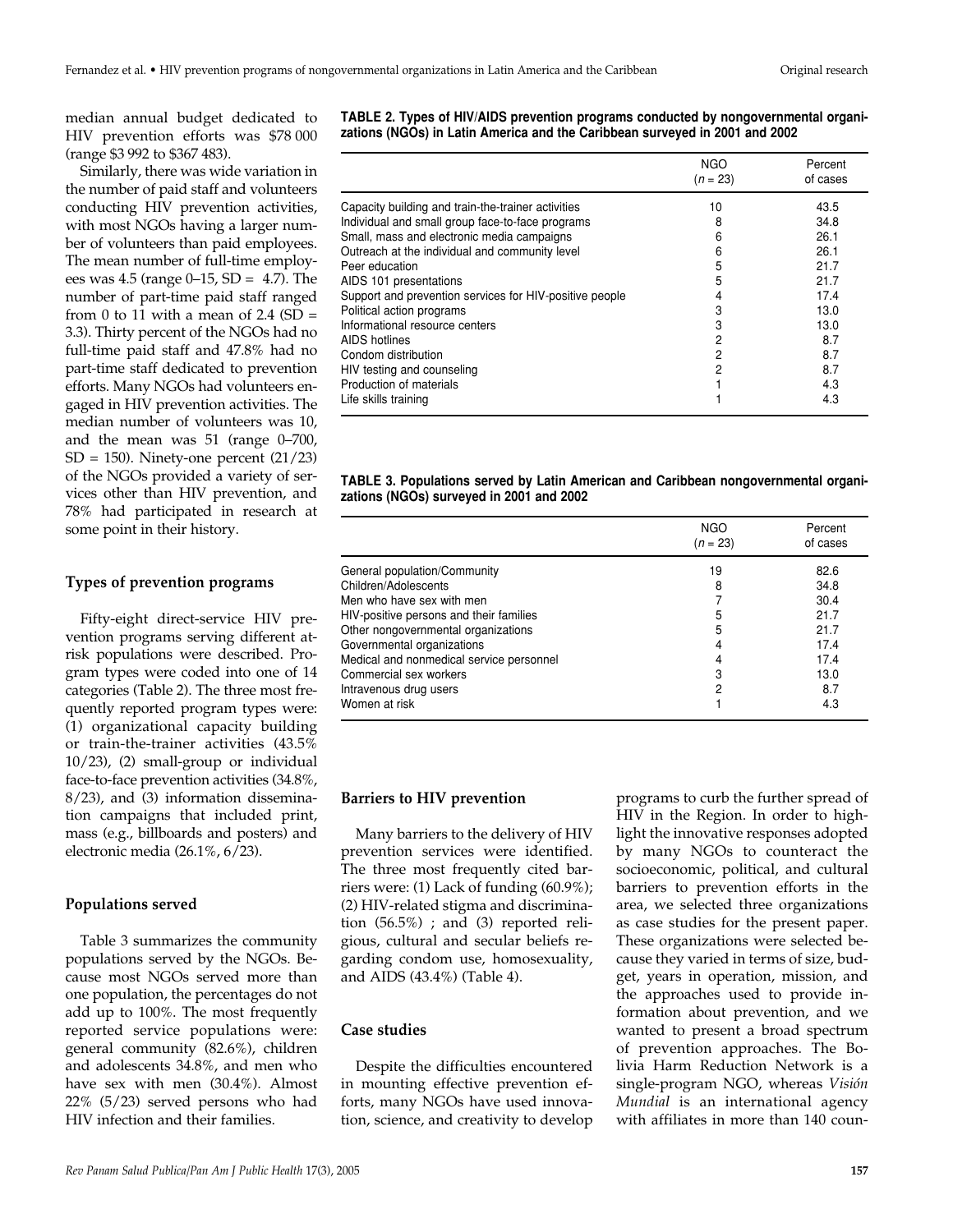median annual budget dedicated to HIV prevention efforts was \$78 000 (range \$3 992 to \$367 483).

Similarly, there was wide variation in the number of paid staff and volunteers conducting HIV prevention activities, with most NGOs having a larger number of volunteers than paid employees. The mean number of full-time employees was 4.5 (range 0–15, SD = 4.7). The number of part-time paid staff ranged from 0 to 11 with a mean of 2.4 (SD = 3.3). Thirty percent of the NGOs had no full-time paid staff and 47.8% had no part-time staff dedicated to prevention efforts. Many NGOs had volunteers engaged in HIV prevention activities. The median number of volunteers was 10, and the mean was 51 (range 0–700, SD = 150). Ninety-one percent (21/23) of the NGOs provided a variety of services other than HIV prevention, and 78% had participated in research at some point in their history.

### Types of prevention programs

Fifty-eight direct-service HIV prevention programs serving different at-risk populations were described. Program types were coded into one of 14 categories (Table 2). The three most frequently reported program types were: (1) organizational capacity building or train-the-trainer activities (43.5% 10/23), (2) small-group or individual face-to-face prevention activities (34.8%, 8/23), and (3) information dissemination campaigns that included print, mass (e.g., billboards and posters) and electronic media (26.1%, 6/23).

### Populations served

Table 3 summarizes the community populations served by the NGOs. Because most NGOs served more than one population, the percentages do not add up to 100%. The most frequently reported service populations were: general community (82.6%), children and adolescents 34.8%, and men who have sex with men (30.4%). Almost 22% (5/23) served persons who had HIV infection and their families.

**TABLE 2. Types of HIV/AIDS prevention programs conducted by nongovernmental organizations (NGOs) in Latin America and the Caribbean surveyed in 2001 and 2002**

| | NGO ($n$ = 23) | Percent of cases |
|---|---|---|
| Capacity building and train-the-trainer activities | 10 | 43.5 |
| Individual and small group face-to-face programs | 8 | 34.8 |
| Small, mass and electronic media campaigns | 6 | 26.1 |
| Outreach at the individual and community level | 6 | 26.1 |
| Peer education | 5 | 21.7 |
| AIDS 101 presentations | 5 | 21.7 |
| Support and prevention services for HIV-positive people | 4 | 17.4 |
| Political action programs | 3 | 13.0 |
| Informational resource centers | 3 | 13.0 |
| AIDS hotlines | 2 | 8.7 |
| Condom distribution | 2 | 8.7 |
| HIV testing and counseling | 2 | 8.7 |
| Production of materials | 1 | 4.3 |
| Life skills training | 1 | 4.3 |

**TABLE 3. Populations served by Latin American and Caribbean nongovernmental organizations (NGOs) surveyed in 2001 and 2002**

| | NGO ($n$ = 23) | Percent of cases |
|---|---|---|
| General population/Community | 19 | 82.6 |
| Children/Adolescents | 8 | 34.8 |
| Men who have sex with men | 7 | 30.4 |
| HIV-positive persons and their families | 5 | 21.7 |
| Other nongovernmental organizations | 5 | 21.7 |
| Governmental organizations | 4 | 17.4 |
| Medical and nonmedical service personnel | 4 | 17.4 |
| Commercial sex workers | 3 | 13.0 |
| Intravenous drug users | 2 | 8.7 |
| Women at risk | 1 | 4.3 |

### Barriers to HIV prevention

Many barriers to the delivery of HIV prevention services were identified. The three most frequently cited barriers were: (1) Lack of funding (60.9%); (2) HIV-related stigma and discrimination (56.5%) ; and (3) reported religious, cultural and secular beliefs regarding condom use, homosexuality, and AIDS (43.4%) (Table 4).

### Case studies

Despite the difficulties encountered in mounting effective prevention efforts, many NGOs have used innovation, science, and creativity to develop programs to curb the further spread of HIV in the Region. In order to highlight the innovative responses adopted by many NGOs to counteract the socioeconomic, political, and cultural barriers to prevention efforts in the area, we selected three organizations as case studies for the present paper. These organizations were selected because they varied in terms of size, budget, years in operation, mission, and the approaches used to provide information about prevention, and we wanted to present a broad spectrum of prevention approaches. The Bolivia Harm Reduction Network is a single-program NGO, whereas *Visión Mundial* is an international agency with affiliates in more than 140 coun-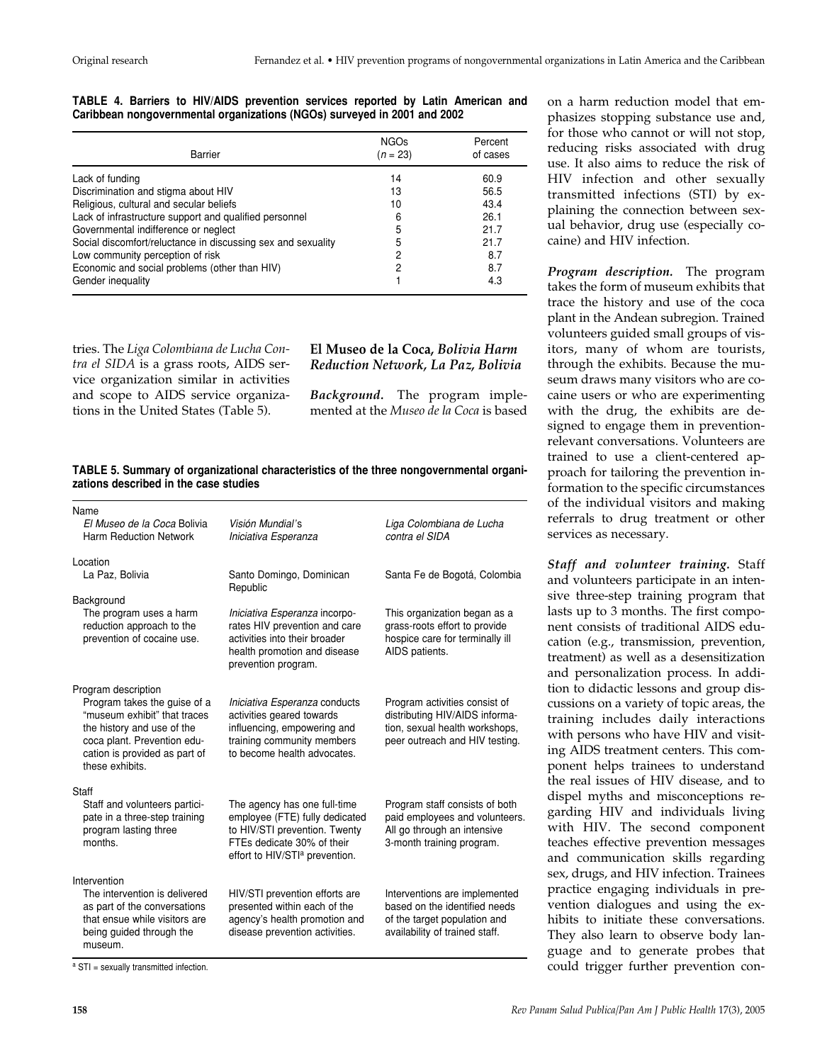**TABLE 4. Barriers to HIV/AIDS prevention services reported by Latin American and Caribbean nongovernmental organizations (NGOs) surveyed in 2001 and 2002**

| Barrier | NGOs (*n* = 23) | Percent of cases |
|---|---|---|
| Lack of funding | 14 | 60.9 |
| Discrimination and stigma about HIV | 13 | 56.5 |
| Religious, cultural and secular beliefs | 10 | 43.4 |
| Lack of infrastructure support and qualified personnel | 6 | 26.1 |
| Governmental indifference or neglect | 5 | 21.7 |
| Social discomfort/reluctance in discussing sex and sexuality | 5 | 21.7 |
| Low community perception of risk | 2 | 8.7 |
| Economic and social problems (other than HIV) | 2 | 8.7 |
| Gender inequality | 1 | 4.3 |

tries. The *Liga Colombiana de Lucha Contra el SIDA* is a grass roots, AIDS service organization similar in activities and scope to AIDS service organizations in the United States (Table 5).

### El Museo de la Coca, *Bolivia Harm Reduction Network, La Paz, Bolivia*

***Background.*** The program implemented at the *Museo de la Coca* is based on a harm reduction model that emphasizes stopping substance use and, for those who cannot or will not stop, reducing risks associated with drug use. It also aims to reduce the risk of HIV infection and other sexually transmitted infections (STI) by explaining the connection between sexual behavior, drug use (especially cocaine) and HIV infection.

***Program description.*** The program takes the form of museum exhibits that trace the history and use of the coca plant in the Andean subregion. Trained volunteers guided small groups of visitors, many of whom are tourists, through the exhibits. Because the museum draws many visitors who are cocaine users or who are experimenting with the drug, the exhibits are designed to engage them in prevention-relevant conversations. Volunteers are trained to use a client-centered approach for tailoring the prevention information to the specific circumstances of the individual visitors and making referrals to drug treatment or other services as necessary.

***Staff and volunteer training.*** Staff and volunteers participate in an intensive three-step training program that lasts up to 3 months. The first component consists of traditional AIDS education (e.g., transmission, prevention, treatment) as well as a desensitization and personalization process. In addition to didactic lessons and group discussions on a variety of topic areas, the training includes daily interactions with persons who have HIV and visiting AIDS treatment centers. This component helps trainees to understand the real issues of HIV disease, and to dispel myths and misconceptions regarding HIV and individuals living with HIV. The second component teaches effective prevention messages and communication skills regarding sex, drugs, and HIV infection. Trainees practice engaging individuals in prevention dialogues and using the exhibits to initiate these conversations. They also learn to observe body language and to generate probes that could trigger further prevention con-

**TABLE 5. Summary of organizational characteristics of the three nongovernmental organizations described in the case studies**

| | | |
|---|---|---|
| **Name** | | |
| *El Museo de la Coca* Bolivia Harm Reduction Network | *Visión Mundial*'s *Iniciativa Esperanza* | *Liga Colombiana de Lucha contra el SIDA* |
| **Location** | | |
| La Paz, Bolivia | Santo Domingo, Dominican Republic | Santa Fe de Bogotá, Colombia |
| **Background** | | |
| The program uses a harm reduction approach to the prevention of cocaine use. | *Iniciativa Esperanza* incorporates HIV prevention and care activities into their broader health promotion and disease prevention program. | This organization began as a grass-roots effort to provide hospice care for terminally ill AIDS patients. |
| **Program description** | | |
| Program takes the guise of a "museum exhibit" that traces the history and use of the coca plant. Prevention education is provided as part of these exhibits. | *Iniciativa Esperanza* conducts activities geared towards influencing, empowering and training community members to become health advocates. | Program activities consist of distributing HIV/AIDS information, sexual health workshops, peer outreach and HIV testing. |
| **Staff** | | |
| Staff and volunteers participate in a three-step training program lasting three months. | The agency has one full-time employee (FTE) fully dedicated to HIV/STI prevention. Twenty FTEs dedicate 30% of their effort to HIV/STI[a] prevention. | Program staff consists of both paid employees and volunteers. All go through an intensive 3-month training program. |
| **Intervention** | | |
| The intervention is delivered as part of the conversations that ensue while visitors are being guided through the museum. | HIV/STI prevention efforts are presented within each of the agency's health promotion and disease prevention activities. | Interventions are implemented based on the identified needs of the target population and availability of trained staff. |

[a] STI = sexually transmitted infection.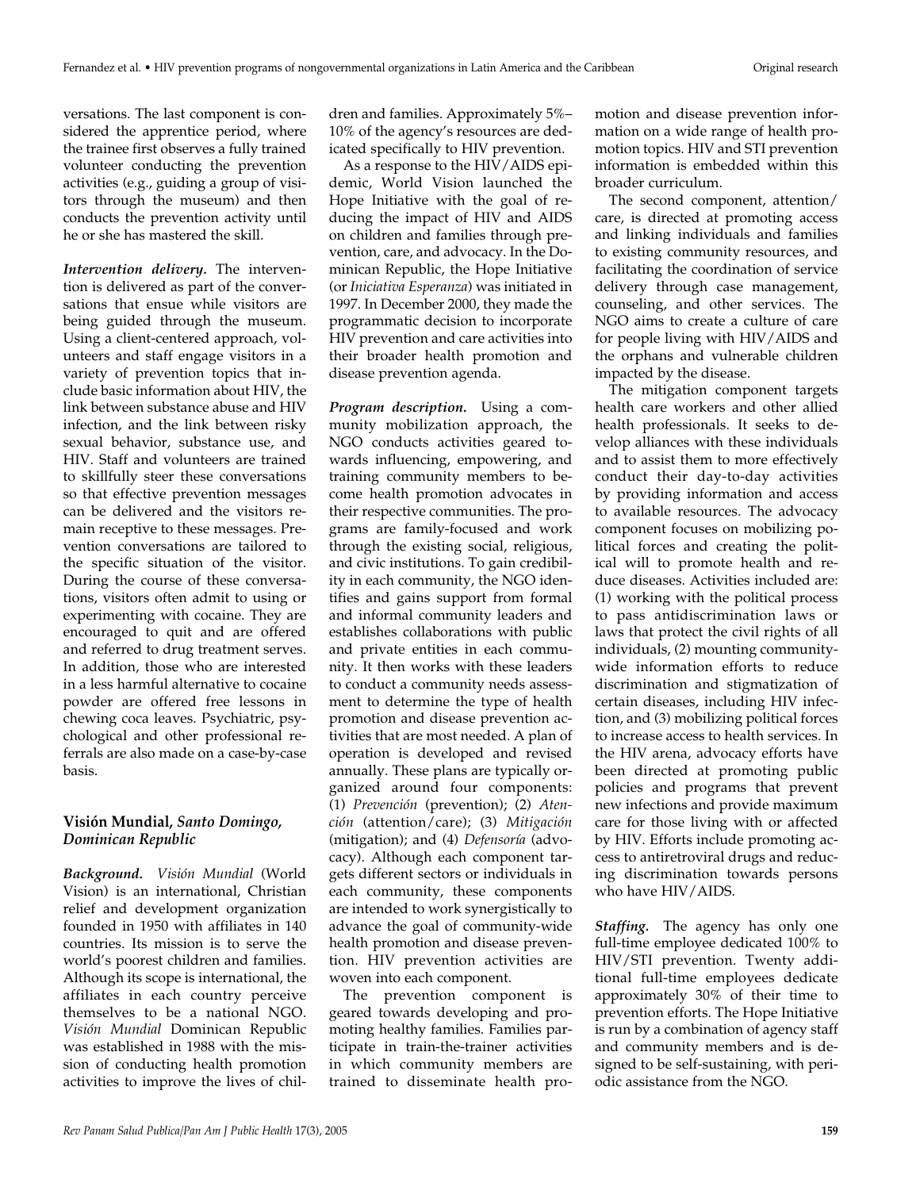versations. The last component is considered the apprentice period, where the trainee first observes a fully trained volunteer conducting the prevention activities (e.g., guiding a group of visitors through the museum) and then conducts the prevention activity until he or she has mastered the skill.

***Intervention delivery.*** The intervention is delivered as part of the conversations that ensue while visitors are being guided through the museum. Using a client-centered approach, volunteers and staff engage visitors in a variety of prevention topics that include basic information about HIV, the link between substance abuse and HIV infection, and the link between risky sexual behavior, substance use, and HIV. Staff and volunteers are trained to skillfully steer these conversations so that effective prevention messages can be delivered and the visitors remain receptive to these messages. Prevention conversations are tailored to the specific situation of the visitor. During the course of these conversations, visitors often admit to using or experimenting with cocaine. They are encouraged to quit and are offered and referred to drug treatment serves. In addition, those who are interested in a less harmful alternative to cocaine powder are offered free lessons in chewing coca leaves. Psychiatric, psychological and other professional referrals are also made on a case-by-case basis.

### Visión Mundial, *Santo Domingo, Dominican Republic*

***Background.*** *Visión Mundial* (World Vision) is an international, Christian relief and development organization founded in 1950 with affiliates in 140 countries. Its mission is to serve the world's poorest children and families. Although its scope is international, the affiliates in each country perceive themselves to be a national NGO. *Visión Mundial* Dominican Republic was established in 1988 with the mission of conducting health promotion activities to improve the lives of children and families. Approximately 5%–10% of the agency's resources are dedicated specifically to HIV prevention.

As a response to the HIV/AIDS epidemic, World Vision launched the Hope Initiative with the goal of reducing the impact of HIV and AIDS on children and families through prevention, care, and advocacy. In the Dominican Republic, the Hope Initiative (or *Iniciativa Esperanza*) was initiated in 1997. In December 2000, they made the programmatic decision to incorporate HIV prevention and care activities into their broader health promotion and disease prevention agenda.

***Program description.*** Using a community mobilization approach, the NGO conducts activities geared towards influencing, empowering, and training community members to become health promotion advocates in their respective communities. The programs are family-focused and work through the existing social, religious, and civic institutions. To gain credibility in each community, the NGO identifies and gains support from formal and informal community leaders and establishes collaborations with public and private entities in each community. It then works with these leaders to conduct a community needs assessment to determine the type of health promotion and disease prevention activities that are most needed. A plan of operation is developed and revised annually. These plans are typically organized around four components: (1) *Prevención* (prevention); (2) *Atención* (attention/care); (3) *Mitigación* (mitigation); and (4) *Defensoría* (advocacy). Although each component targets different sectors or individuals in each community, these components are intended to work synergistically to advance the goal of community-wide health promotion and disease prevention. HIV prevention activities are woven into each component.

The prevention component is geared towards developing and promoting healthy families. Families participate in train-the-trainer activities in which community members are trained to disseminate health promotion and disease prevention information on a wide range of health promotion topics. HIV and STI prevention information is embedded within this broader curriculum.

The second component, attention/care, is directed at promoting access and linking individuals and families to existing community resources, and facilitating the coordination of service delivery through case management, counseling, and other services. The NGO aims to create a culture of care for people living with HIV/AIDS and the orphans and vulnerable children impacted by the disease.

The mitigation component targets health care workers and other allied health professionals. It seeks to develop alliances with these individuals and to assist them to more effectively conduct their day-to-day activities by providing information and access to available resources. The advocacy component focuses on mobilizing political forces and creating the political will to promote health and reduce diseases. Activities included are: (1) working with the political process to pass antidiscrimination laws or laws that protect the civil rights of all individuals, (2) mounting community-wide information efforts to reduce discrimination and stigmatization of certain diseases, including HIV infection, and (3) mobilizing political forces to increase access to health services. In the HIV arena, advocacy efforts have been directed at promoting public policies and programs that prevent new infections and provide maximum care for those living with or affected by HIV. Efforts include promoting access to antiretroviral drugs and reducing discrimination towards persons who have HIV/AIDS.

***Staffing.*** The agency has only one full-time employee dedicated 100% to HIV/STI prevention. Twenty additional full-time employees dedicate approximately 30% of their time to prevention efforts. The Hope Initiative is run by a combination of agency staff and community members and is designed to be self-sustaining, with periodic assistance from the NGO.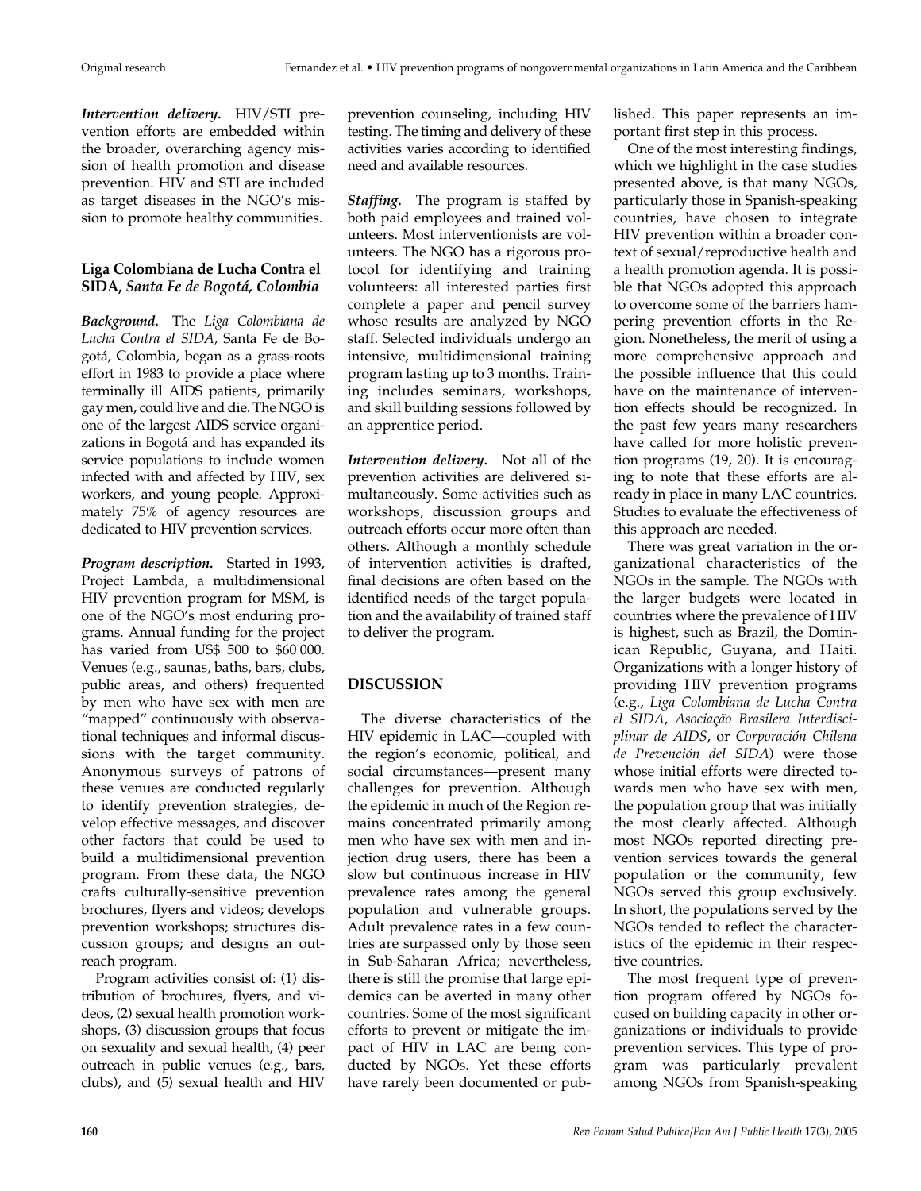***Intervention delivery.*** HIV/STI prevention efforts are embedded within the broader, overarching agency mission of health promotion and disease prevention. HIV and STI are included as target diseases in the NGO's mission to promote healthy communities.

### Liga Colombiana de Lucha Contra el SIDA, *Santa Fe de Bogotá, Colombia*

***Background.*** The *Liga Colombiana de Lucha Contra el SIDA,* Santa Fe de Bogotá, Colombia, began as a grass-roots effort in 1983 to provide a place where terminally ill AIDS patients, primarily gay men, could live and die. The NGO is one of the largest AIDS service organizations in Bogotá and has expanded its service populations to include women infected with and affected by HIV, sex workers, and young people. Approximately 75% of agency resources are dedicated to HIV prevention services.

***Program description.*** Started in 1993, Project Lambda, a multidimensional HIV prevention program for MSM, is one of the NGO's most enduring programs. Annual funding for the project has varied from US$ 500 to $60 000. Venues (e.g., saunas, baths, bars, clubs, public areas, and others) frequented by men who have sex with men are "mapped" continuously with observational techniques and informal discussions with the target community. Anonymous surveys of patrons of these venues are conducted regularly to identify prevention strategies, develop effective messages, and discover other factors that could be used to build a multidimensional prevention program. From these data, the NGO crafts culturally-sensitive prevention brochures, flyers and videos; develops prevention workshops; structures discussion groups; and designs an outreach program.

Program activities consist of: (1) distribution of brochures, flyers, and videos, (2) sexual health promotion workshops, (3) discussion groups that focus on sexuality and sexual health, (4) peer outreach in public venues (e.g., bars, clubs), and (5) sexual health and HIV prevention counseling, including HIV testing. The timing and delivery of these activities varies according to identified need and available resources.

***Staffing.*** The program is staffed by both paid employees and trained volunteers. Most interventionists are volunteers. The NGO has a rigorous protocol for identifying and training volunteers: all interested parties first complete a paper and pencil survey whose results are analyzed by NGO staff. Selected individuals undergo an intensive, multidimensional training program lasting up to 3 months. Training includes seminars, workshops, and skill building sessions followed by an apprentice period.

***Intervention delivery.*** Not all of the prevention activities are delivered simultaneously. Some activities such as workshops, discussion groups and outreach efforts occur more often than others. Although a monthly schedule of intervention activities is drafted, final decisions are often based on the identified needs of the target population and the availability of trained staff to deliver the program.

## DISCUSSION

The diverse characteristics of the HIV epidemic in LAC—coupled with the region's economic, political, and social circumstances—present many challenges for prevention. Although the epidemic in much of the Region remains concentrated primarily among men who have sex with men and injection drug users, there has been a slow but continuous increase in HIV prevalence rates among the general population and vulnerable groups. Adult prevalence rates in a few countries are surpassed only by those seen in Sub-Saharan Africa; nevertheless, there is still the promise that large epidemics can be averted in many other countries. Some of the most significant efforts to prevent or mitigate the impact of HIV in LAC are being conducted by NGOs. Yet these efforts have rarely been documented or published. This paper represents an important first step in this process.

One of the most interesting findings, which we highlight in the case studies presented above, is that many NGOs, particularly those in Spanish-speaking countries, have chosen to integrate HIV prevention within a broader context of sexual/reproductive health and a health promotion agenda. It is possible that NGOs adopted this approach to overcome some of the barriers hampering prevention efforts in the Region. Nonetheless, the merit of using a more comprehensive approach and the possible influence that this could have on the maintenance of intervention effects should be recognized. In the past few years many researchers have called for more holistic prevention programs (19, 20). It is encouraging to note that these efforts are already in place in many LAC countries. Studies to evaluate the effectiveness of this approach are needed.

There was great variation in the organizational characteristics of the NGOs in the sample. The NGOs with the larger budgets were located in countries where the prevalence of HIV is highest, such as Brazil, the Dominican Republic, Guyana, and Haiti. Organizations with a longer history of providing HIV prevention programs (e.g., *Liga Colombiana de Lucha Contra el SIDA*, *Asociação Brasilera Interdisciplinar de AIDS*, or *Corporación Chilena de Prevención del SIDA*) were those whose initial efforts were directed towards men who have sex with men, the population group that was initially the most clearly affected. Although most NGOs reported directing prevention services towards the general population or the community, few NGOs served this group exclusively. In short, the populations served by the NGOs tended to reflect the characteristics of the epidemic in their respective countries.

The most frequent type of prevention program offered by NGOs focused on building capacity in other organizations or individuals to provide prevention services. This type of program was particularly prevalent among NGOs from Spanish-speaking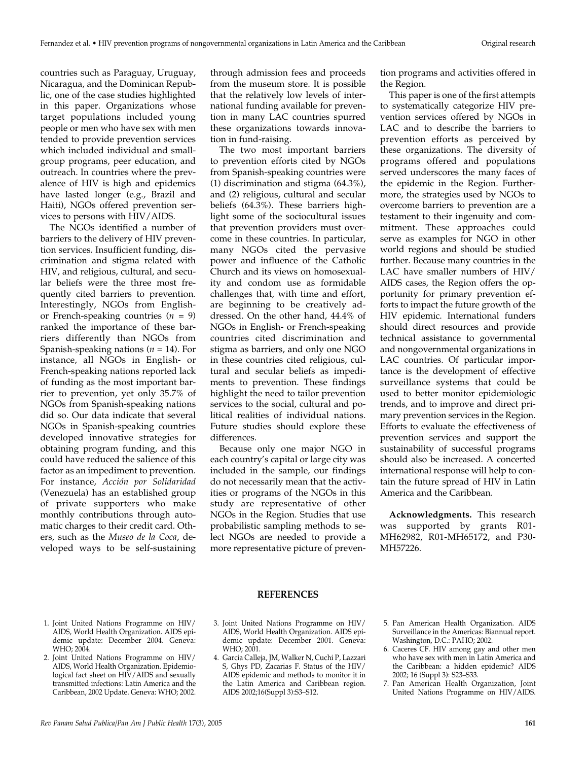countries such as Paraguay, Uruguay, Nicaragua, and the Dominican Republic, one of the case studies highlighted in this paper. Organizations whose target populations included young people or men who have sex with men tended to provide prevention services which included individual and small-group programs, peer education, and outreach. In countries where the prevalence of HIV is high and epidemics have lasted longer (e.g., Brazil and Haiti), NGOs offered prevention services to persons with HIV/AIDS.

The NGOs identified a number of barriers to the delivery of HIV prevention services. Insufficient funding, discrimination and stigma related with HIV, and religious, cultural, and secular beliefs were the three most frequently cited barriers to prevention. Interestingly, NGOs from English- or French-speaking countries ($n$ = 9) ranked the importance of these barriers differently than NGOs from Spanish-speaking nations ($n$ = 14). For instance, all NGOs in English- or French-speaking nations reported lack of funding as the most important barrier to prevention, yet only 35.7% of NGOs from Spanish-speaking nations did so. Our data indicate that several NGOs in Spanish-speaking countries developed innovative strategies for obtaining program funding, and this could have reduced the salience of this factor as an impediment to prevention. For instance, *Acción por Solidaridad* (Venezuela) has an established group of private supporters who make monthly contributions through automatic charges to their credit card. Others, such as the *Museo de la Coca*, developed ways to be self-sustaining through admission fees and proceeds from the museum store. It is possible that the relatively low levels of international funding available for prevention in many LAC countries spurred these organizations towards innovation in fund-raising.

The two most important barriers to prevention efforts cited by NGOs from Spanish-speaking countries were (1) discrimination and stigma (64.3%), and (2) religious, cultural and secular beliefs (64.3%). These barriers highlight some of the sociocultural issues that prevention providers must overcome in these countries. In particular, many NGOs cited the pervasive power and influence of the Catholic Church and its views on homosexuality and condom use as formidable challenges that, with time and effort, are beginning to be creatively addressed. On the other hand, 44.4% of NGOs in English- or French-speaking countries cited discrimination and stigma as barriers, and only one NGO in these countries cited religious, cultural and secular beliefs as impediments to prevention. These findings highlight the need to tailor prevention services to the social, cultural and political realities of individual nations. Future studies should explore these differences.

Because only one major NGO in each country's capital or large city was included in the sample, our findings do not necessarily mean that the activities or programs of the NGOs in this study are representative of other NGOs in the Region. Studies that use probabilistic sampling methods to select NGOs are needed to provide a more representative picture of prevention programs and activities offered in the Region.

This paper is one of the first attempts to systematically categorize HIV prevention services offered by NGOs in LAC and to describe the barriers to prevention efforts as perceived by these organizations. The diversity of programs offered and populations served underscores the many faces of the epidemic in the Region. Furthermore, the strategies used by NGOs to overcome barriers to prevention are a testament to their ingenuity and commitment. These approaches could serve as examples for NGO in other world regions and should be studied further. Because many countries in the LAC have smaller numbers of HIV/AIDS cases, the Region offers the opportunity for primary prevention efforts to impact the future growth of the HIV epidemic. International funders should direct resources and provide technical assistance to governmental and nongovernmental organizations in LAC countries. Of particular importance is the development of effective surveillance systems that could be used to better monitor epidemiologic trends, and to improve and direct primary prevention services in the Region. Efforts to evaluate the effectiveness of prevention services and support the sustainability of successful programs should also be increased. A concerted international response will help to contain the future spread of HIV in Latin America and the Caribbean.

**Acknowledgments.** This research was supported by grants R01-MH62982, R01-MH65172, and P30-MH57226.

## REFERENCES

1. Joint United Nations Programme on HIV/AIDS, World Health Organization. AIDS epidemic update: December 2004. Geneva: WHO; 2004.
2. Joint United Nations Programme on HIV/AIDS, World Health Organization. Epidemiological fact sheet on HIV/AIDS and sexually transmitted infections: Latin America and the Caribbean, 2002 Update. Geneva: WHO; 2002.
3. Joint United Nations Programme on HIV/AIDS, World Health Organization. AIDS epidemic update: December 2001. Geneva: WHO; 2001.
4. Garcia Calleja, JM, Walker N, Cuchi P, Lazzari S, Ghys PD, Zacarias F. Status of the HIV/AIDS epidemic and methods to monitor it in the Latin America and Caribbean region. AIDS 2002;16(Suppl 3):S3–S12.
5. Pan American Health Organization. AIDS Surveillance in the Americas: Biannual report. Washington, D.C.: PAHO; 2002.
6. Caceres CF. HIV among gay and other men who have sex with men in Latin America and the Caribbean: a hidden epidemic? AIDS 2002; 16 (Suppl 3): S23–S33.
7. Pan American Health Organization, Joint United Nations Programme on HIV/AIDS.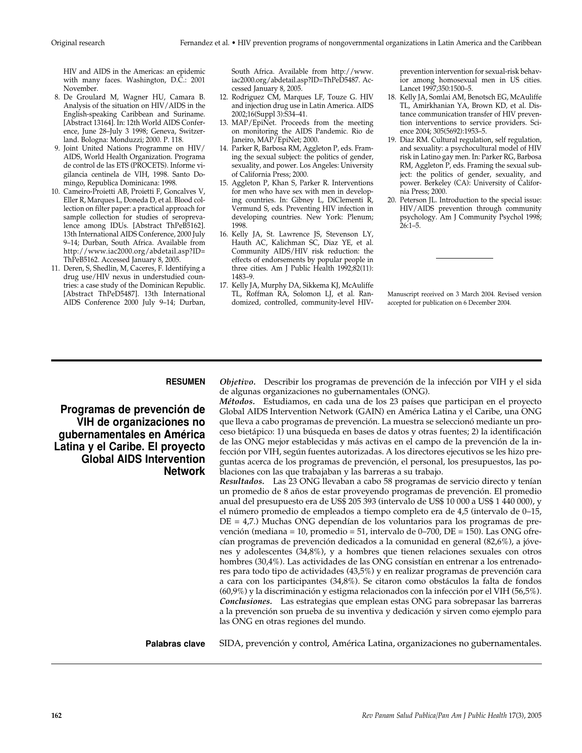HIV and AIDS in the Americas: an epidemic with many faces. Washington, D.C.: 2001 November.

8. De Groulard M, Wagner HU, Camara B. Analysis of the situation on HIV/AIDS in the English-speaking Caribbean and Suriname. [Abstract 13164]. In: 12th World AIDS Conference, June 28–July 3 1998; Geneva, Switzerland. Bologna: Monduzzi; 2000. P. 118.
9. Joint United Nations Programme on HIV/AIDS, World Health Organization. Programa de control de las ETS (PROCETS). Informe vigilancia centinela de VIH, 1998. Santo Domingo, Republica Dominicana: 1998.
10. Cameiro-Proietti AB, Proietti F, Goncalves V, Eller R, Marques L, Doneda D, et al. Blood collection on filter paper: a practical approach for sample collection for studies of seroprevalence among IDUs. [Abstract ThPeB5162]. 13th International AIDS Conference, 2000 July 9–14; Durban, South Africa. Available from http://www.iac2000.org/abdetail.asp?ID=ThPeB5162. Accessed January 8, 2005.
11. Deren, S, Shedlin, M, Caceres, F. Identifying a drug use/HIV nexus in understudied countries: a case study of the Dominican Republic. [Abstract ThPeD5487]. 13th International AIDS Conference 2000 July 9–14; Durban, South Africa. Available from http://www.iac2000.org/abdetail.asp?ID=ThPeD5487. Accessed January 8, 2005.
12. Rodriguez CM, Marques LF, Touze G. HIV and injection drug use in Latin America. AIDS 2002;16(Suppl 3):S34–41.
13. MAP/EpiNet. Proceeds from the meeting on monitoring the AIDS Pandemic. Rio de Janeiro, MAP/EpiNet; 2000.
14. Parker R, Barbosa RM, Aggleton P, eds. Framing the sexual subject: the politics of gender, sexuality, and power. Los Angeles: University of California Press; 2000.
15. Aggleton P, Khan S, Parker R. Interventions for men who have sex with men in developing countries. In: Gibney L, DiClementi R, Vermund S, eds. Preventing HIV infection in developing countries. New York: Plenum; 1998.
16. Kelly JA, St. Lawrence JS, Stevenson LY, Hauth AC, Kalichman SC, Diaz YE, et al. Community AIDS/HIV risk reduction: the effects of endorsements by popular people in three cities. Am J Public Health 1992;82(11): 1483–9.
17. Kelly JA, Murphy DA, Sikkema KJ, McAuliffe TL, Roffman RA, Solomon LJ, et al. Randomized, controlled, community-level HIV-prevention intervention for sexual-risk behavior among homosexual men in US cities. Lancet 1997;350:1500–5.
18. Kelly JA, Somlai AM, Benotsch EG, McAuliffe TL, Amirkhanian YA, Brown KD, et al. Distance communication transfer of HIV prevention interventions to service providers. Science 2004; 305(5692):1953–5.
19. Diaz RM. Cultural regulation, self regulation, and sexuality: a psychocultural model of HIV risk in Latino gay men. In: Parker RG, Barbosa RM, Aggleton P, eds. Framing the sexual subject: the politics of gender, sexuality, and power. Berkeley (CA): University of California Press; 2000.
20. Peterson JL. Introduction to the special issue: HIV/AIDS prevention through community psychology. Am J Community Psychol 1998; 26:1–5.

Manuscript received on 3 March 2004. Revised version accepted for publication on 6 December 2004.

---

**RESUMEN**

## Programas de prevención de VIH de organizaciones no gubernamentales en América Latina y el Caribe. El proyecto Global AIDS Intervention Network

***Objetivo.*** Describir los programas de prevención de la infección por VIH y el sida de algunas organizaciones no gubernamentales (ONG).

***Métodos.*** Estudiamos, en cada una de los 23 países que participan en el proyecto Global AIDS Intervention Network (GAIN) en América Latina y el Caribe, una ONG que lleva a cabo programas de prevención. La muestra se seleccionó mediante un proceso bietápico: 1) una búsqueda en bases de datos y otras fuentes; 2) la identificación de las ONG mejor establecidas y más activas en el campo de la prevención de la infección por VIH, según fuentes autorizadas. A los directores ejecutivos se les hizo preguntas acerca de los programas de prevención, el personal, los presupuestos, las poblaciones con las que trabajaban y las barreras a su trabajo.

***Resultados.*** Las 23 ONG llevaban a cabo 58 programas de servicio directo y tenían un promedio de 8 años de estar proveyendo programas de prevención. El promedio anual del presupuesto era de US$ 205 393 (intervalo de US$ 10 000 a US$ 1 440 000), y el número promedio de empleados a tiempo completo era de 4,5 (intervalo de 0–15, DE = 4,7.) Muchas ONG dependían de los voluntarios para los programas de prevención (mediana = 10, promedio = 51, intervalo de 0–700, DE = 150). Las ONG ofrecían programas de prevención dedicados a la comunidad en general (82,6%), a jóvenes y adolescentes (34,8%), y a hombres que tienen relaciones sexuales con otros hombres (30,4%). Las actividades de las ONG consistían en entrenar a los entrenadores para todo tipo de actividades (43,5%) y en realizar programas de prevención cara a cara con los participantes (34,8%). Se citaron como obstáculos la falta de fondos (60,9%) y la discriminación y estigma relacionados con la infección por el VIH (56,5%).

***Conclusiones.*** Las estrategias que emplean estas ONG para sobrepasar las barreras a la prevención son prueba de su inventiva y dedicación y sirven como ejemplo para las ONG en otras regiones del mundo.

**Palabras clave** SIDA, prevención y control, América Latina, organizaciones no gubernamentales.